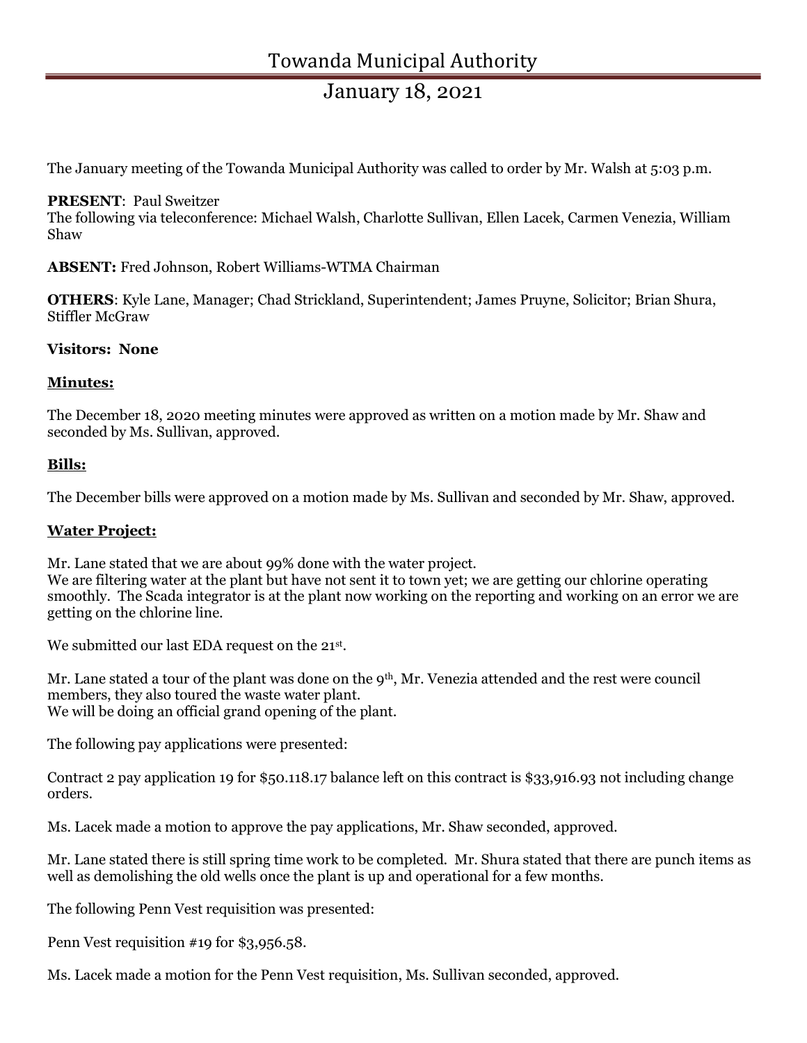# Towanda Municipal Authority

## January 18, 2021

The January meeting of the Towanda Municipal Authority was called to order by Mr. Walsh at 5:03 p.m.

**PRESENT**: Paul Sweitzer
The following via teleconference: Michael Walsh, Charlotte Sullivan, Ellen Lacek, Carmen Venezia, William Shaw

**ABSENT:** Fred Johnson, Robert Williams-WTMA Chairman

**OTHERS**: Kyle Lane, Manager; Chad Strickland, Superintendent; James Pruyne, Solicitor; Brian Shura, Stiffler McGraw

**Visitors: None**

**Minutes:**

The December 18, 2020 meeting minutes were approved as written on a motion made by Mr. Shaw and seconded by Ms. Sullivan, approved.

**Bills:**

The December bills were approved on a motion made by Ms. Sullivan and seconded by Mr. Shaw, approved.

**Water Project:**

Mr. Lane stated that we are about 99% done with the water project.
We are filtering water at the plant but have not sent it to town yet; we are getting our chlorine operating smoothly. The Scada integrator is at the plant now working on the reporting and working on an error we are getting on the chlorine line.

We submitted our last EDA request on the 21st.

Mr. Lane stated a tour of the plant was done on the 9th, Mr. Venezia attended and the rest were council members, they also toured the waste water plant.
We will be doing an official grand opening of the plant.

The following pay applications were presented:

Contract 2 pay application 19 for $50.118.17 balance left on this contract is $33,916.93 not including change orders.

Ms. Lacek made a motion to approve the pay applications, Mr. Shaw seconded, approved.

Mr. Lane stated there is still spring time work to be completed. Mr. Shura stated that there are punch items as well as demolishing the old wells once the plant is up and operational for a few months.

The following Penn Vest requisition was presented:

Penn Vest requisition #19 for $3,956.58.

Ms. Lacek made a motion for the Penn Vest requisition, Ms. Sullivan seconded, approved.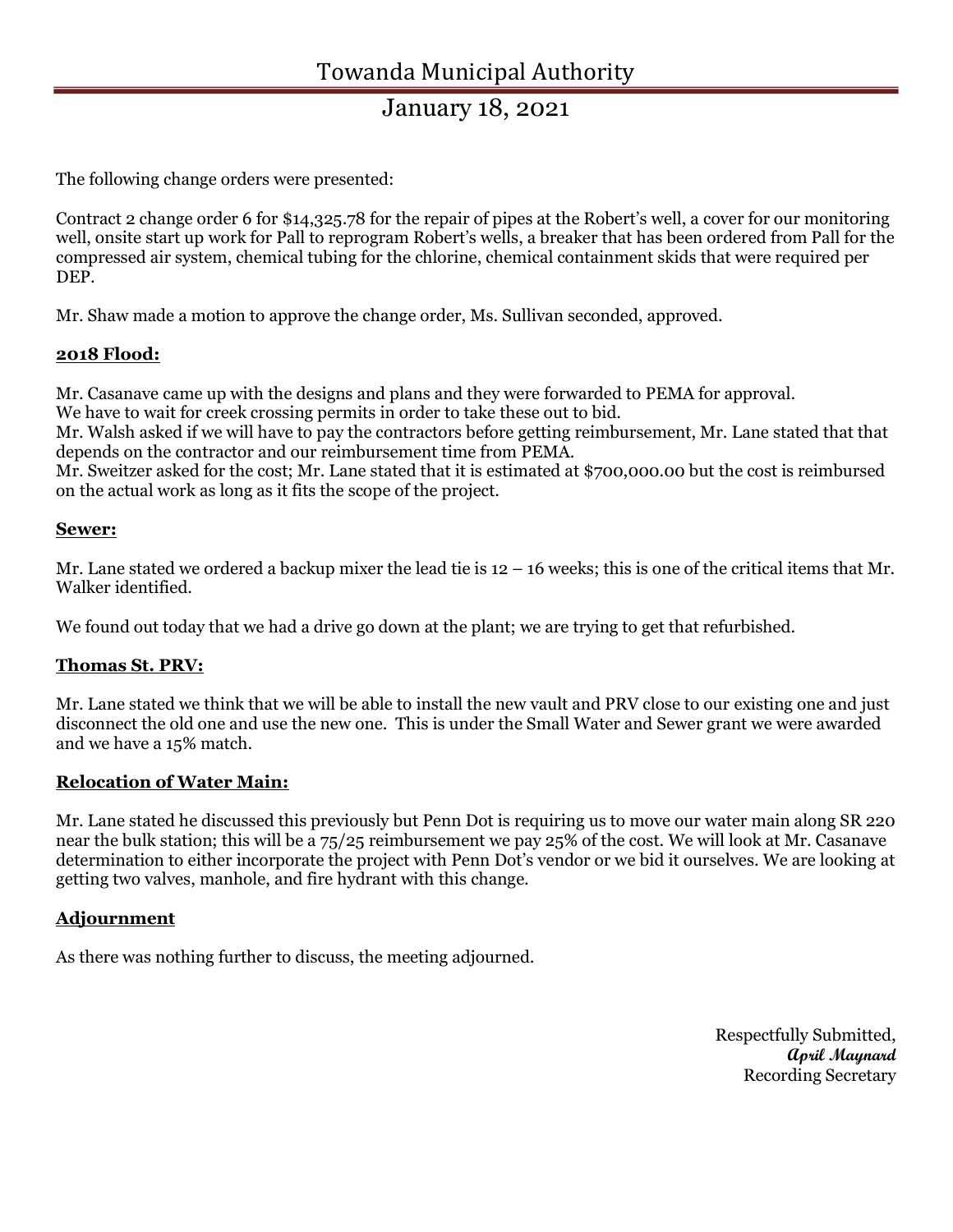The following change orders were presented:

Contract 2 change order 6 for $14,325.78 for the repair of pipes at the Robert's well, a cover for our monitoring well, onsite start up work for Pall to reprogram Robert's wells, a breaker that has been ordered from Pall for the compressed air system, chemical tubing for the chlorine, chemical containment skids that were required per DEP.

Mr. Shaw made a motion to approve the change order, Ms. Sullivan seconded, approved.

## 2018 Flood:

Mr. Casanave came up with the designs and plans and they were forwarded to PEMA for approval.
We have to wait for creek crossing permits in order to take these out to bid.
Mr. Walsh asked if we will have to pay the contractors before getting reimbursement, Mr. Lane stated that that depends on the contractor and our reimbursement time from PEMA.
Mr. Sweitzer asked for the cost; Mr. Lane stated that it is estimated at $700,000.00 but the cost is reimbursed on the actual work as long as it fits the scope of the project.

## Sewer:

Mr. Lane stated we ordered a backup mixer the lead tie is 12 – 16 weeks; this is one of the critical items that Mr. Walker identified.

We found out today that we had a drive go down at the plant; we are trying to get that refurbished.

## Thomas St. PRV:

Mr. Lane stated we think that we will be able to install the new vault and PRV close to our existing one and just disconnect the old one and use the new one. This is under the Small Water and Sewer grant we were awarded and we have a 15% match.

## Relocation of Water Main:

Mr. Lane stated he discussed this previously but Penn Dot is requiring us to move our water main along SR 220 near the bulk station; this will be a 75/25 reimbursement we pay 25% of the cost. We will look at Mr. Casanave determination to either incorporate the project with Penn Dot's vendor or we bid it ourselves. We are looking at getting two valves, manhole, and fire hydrant with this change.

## Adjournment

As there was nothing further to discuss, the meeting adjourned.

Respectfully Submitted,
*April Maynard*
Recording Secretary